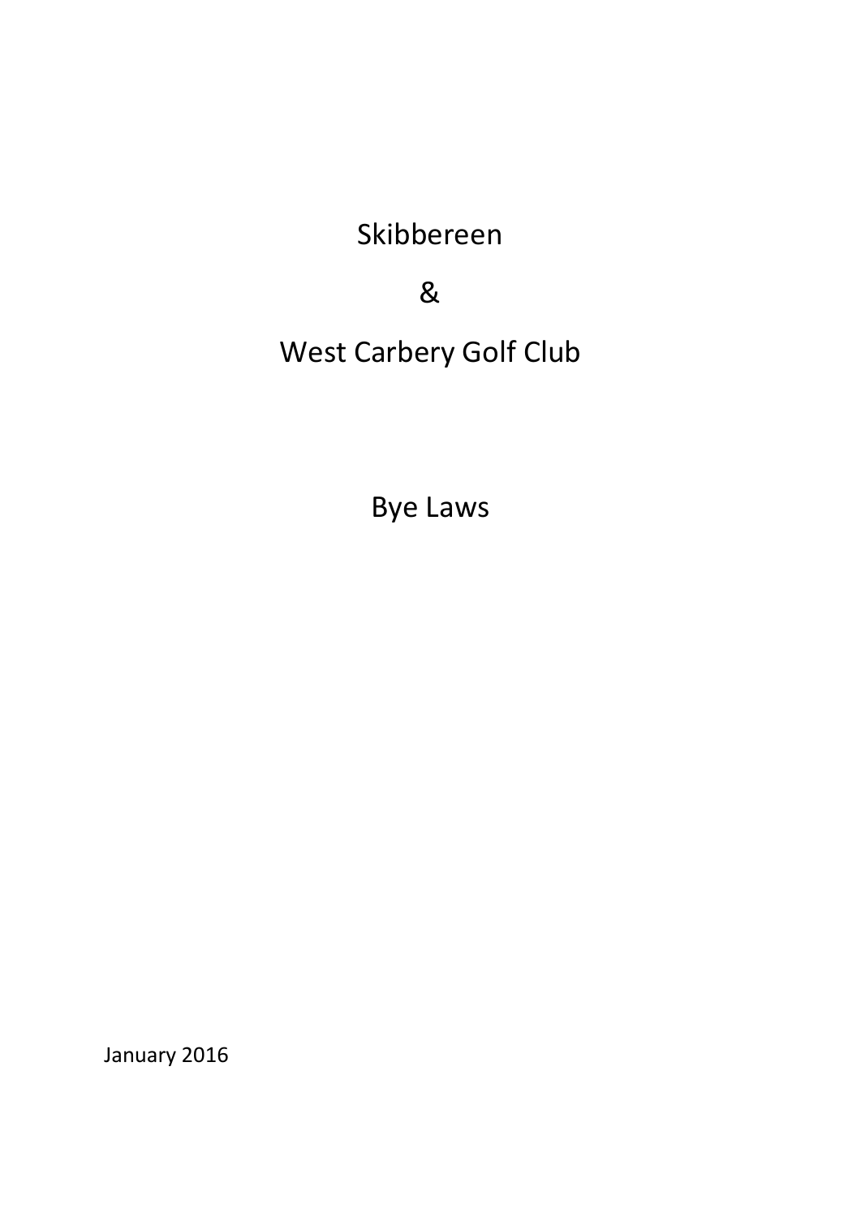# Skibbereen

# &

# West Carbery Golf Club

# Bye Laws

January 2016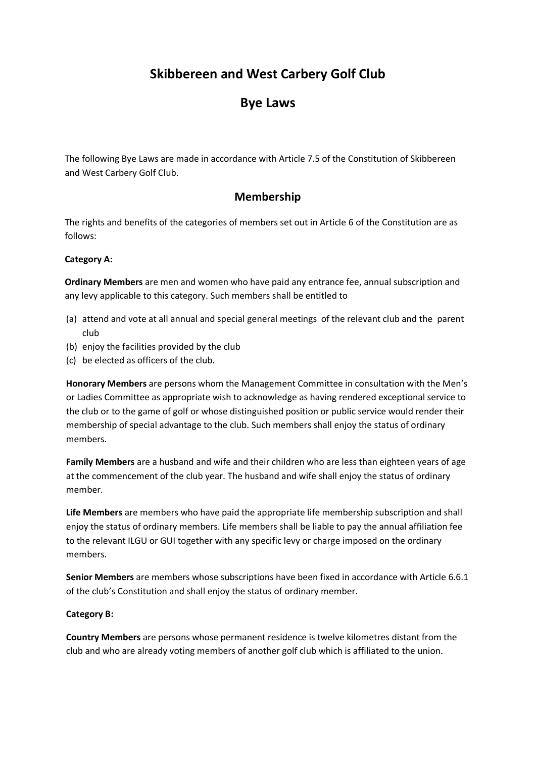# Skibbereen and West Carbery Golf Club

# Bye Laws

The following Bye Laws are made in accordance with Article 7.5 of the Constitution of Skibbereen and West Carbery Golf Club.

## Membership

The rights and benefits of the categories of members set out in Article 6 of the Constitution are as follows:

**Category A:**

**Ordinary Members** are men and women who have paid any entrance fee, annual subscription and any levy applicable to this category. Such members shall be entitled to

(a) attend and vote at all annual and special general meetings of the relevant club and the parent club
(b) enjoy the facilities provided by the club
(c) be elected as officers of the club.

**Honorary Members** are persons whom the Management Committee in consultation with the Men's or Ladies Committee as appropriate wish to acknowledge as having rendered exceptional service to the club or to the game of golf or whose distinguished position or public service would render their membership of special advantage to the club. Such members shall enjoy the status of ordinary members.

**Family Members** are a husband and wife and their children who are less than eighteen years of age at the commencement of the club year. The husband and wife shall enjoy the status of ordinary member.

**Life Members** are members who have paid the appropriate life membership subscription and shall enjoy the status of ordinary members. Life members shall be liable to pay the annual affiliation fee to the relevant ILGU or GUI together with any specific levy or charge imposed on the ordinary members.

**Senior Members** are members whose subscriptions have been fixed in accordance with Article 6.6.1 of the club's Constitution and shall enjoy the status of ordinary member.

**Category B:**

**Country Members** are persons whose permanent residence is twelve kilometres distant from the club and who are already voting members of another golf club which is affiliated to the union.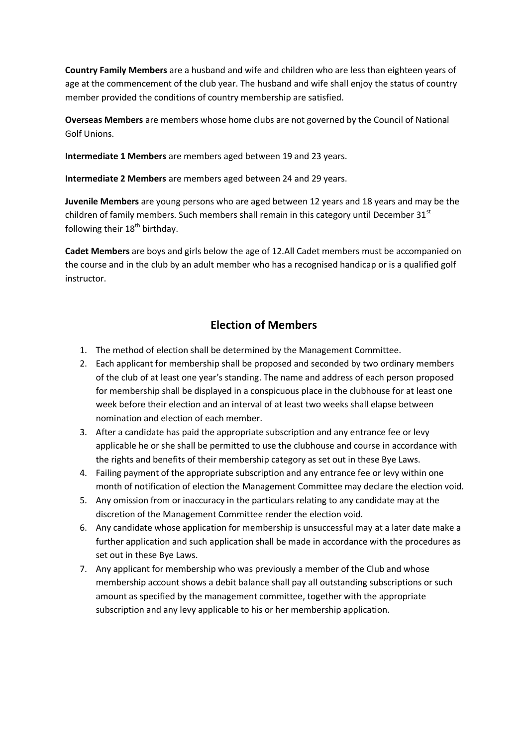**Country Family Members** are a husband and wife and children who are less than eighteen years of age at the commencement of the club year. The husband and wife shall enjoy the status of country member provided the conditions of country membership are satisfied.

**Overseas Members** are members whose home clubs are not governed by the Council of National Golf Unions.

**Intermediate 1 Members** are members aged between 19 and 23 years.

**Intermediate 2 Members** are members aged between 24 and 29 years.

**Juvenile Members** are young persons who are aged between 12 years and 18 years and may be the children of family members. Such members shall remain in this category until December 31st following their 18th birthday.

**Cadet Members** are boys and girls below the age of 12.All Cadet members must be accompanied on the course and in the club by an adult member who has a recognised handicap or is a qualified golf instructor.

## Election of Members

1. The method of election shall be determined by the Management Committee.
2. Each applicant for membership shall be proposed and seconded by two ordinary members of the club of at least one year's standing. The name and address of each person proposed for membership shall be displayed in a conspicuous place in the clubhouse for at least one week before their election and an interval of at least two weeks shall elapse between nomination and election of each member.
3. After a candidate has paid the appropriate subscription and any entrance fee or levy applicable he or she shall be permitted to use the clubhouse and course in accordance with the rights and benefits of their membership category as set out in these Bye Laws.
4. Failing payment of the appropriate subscription and any entrance fee or levy within one month of notification of election the Management Committee may declare the election void.
5. Any omission from or inaccuracy in the particulars relating to any candidate may at the discretion of the Management Committee render the election void.
6. Any candidate whose application for membership is unsuccessful may at a later date make a further application and such application shall be made in accordance with the procedures as set out in these Bye Laws.
7. Any applicant for membership who was previously a member of the Club and whose membership account shows a debit balance shall pay all outstanding subscriptions or such amount as specified by the management committee, together with the appropriate subscription and any levy applicable to his or her membership application.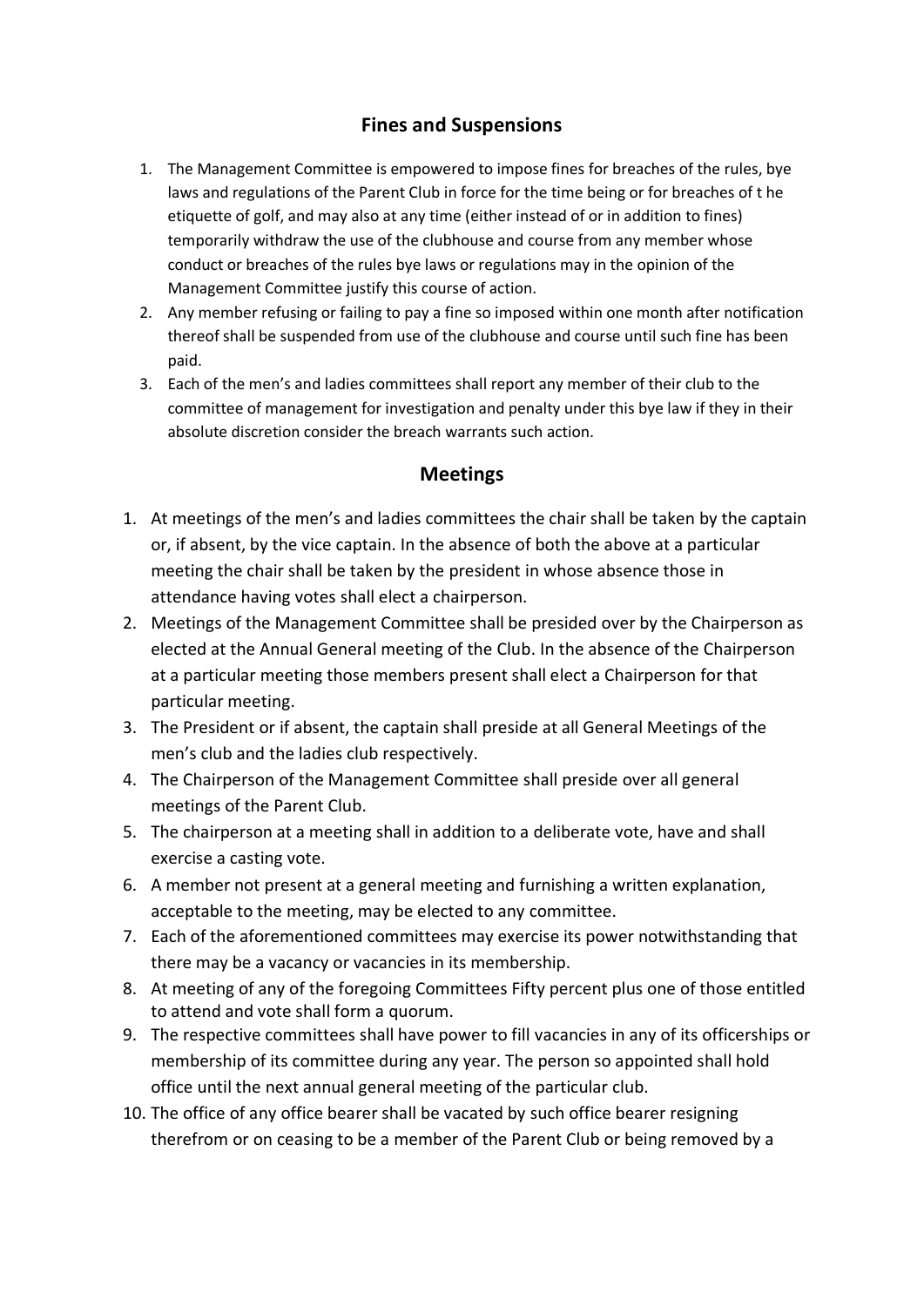## Fines and Suspensions

1. The Management Committee is empowered to impose fines for breaches of the rules, bye laws and regulations of the Parent Club in force for the time being or for breaches of t he etiquette of golf, and may also at any time (either instead of or in addition to fines) temporarily withdraw the use of the clubhouse and course from any member whose conduct or breaches of the rules bye laws or regulations may in the opinion of the Management Committee justify this course of action.
2. Any member refusing or failing to pay a fine so imposed within one month after notification thereof shall be suspended from use of the clubhouse and course until such fine has been paid.
3. Each of the men's and ladies committees shall report any member of their club to the committee of management for investigation and penalty under this bye law if they in their absolute discretion consider the breach warrants such action.

## Meetings

1. At meetings of the men's and ladies committees the chair shall be taken by the captain or, if absent, by the vice captain. In the absence of both the above at a particular meeting the chair shall be taken by the president in whose absence those in attendance having votes shall elect a chairperson.
2. Meetings of the Management Committee shall be presided over by the Chairperson as elected at the Annual General meeting of the Club. In the absence of the Chairperson at a particular meeting those members present shall elect a Chairperson for that particular meeting.
3. The President or if absent, the captain shall preside at all General Meetings of the men's club and the ladies club respectively.
4. The Chairperson of the Management Committee shall preside over all general meetings of the Parent Club.
5. The chairperson at a meeting shall in addition to a deliberate vote, have and shall exercise a casting vote.
6. A member not present at a general meeting and furnishing a written explanation, acceptable to the meeting, may be elected to any committee.
7. Each of the aforementioned committees may exercise its power notwithstanding that there may be a vacancy or vacancies in its membership.
8. At meeting of any of the foregoing Committees Fifty percent plus one of those entitled to attend and vote shall form a quorum.
9. The respective committees shall have power to fill vacancies in any of its officerships or membership of its committee during any year. The person so appointed shall hold office until the next annual general meeting of the particular club.
10. The office of any office bearer shall be vacated by such office bearer resigning therefrom or on ceasing to be a member of the Parent Club or being removed by a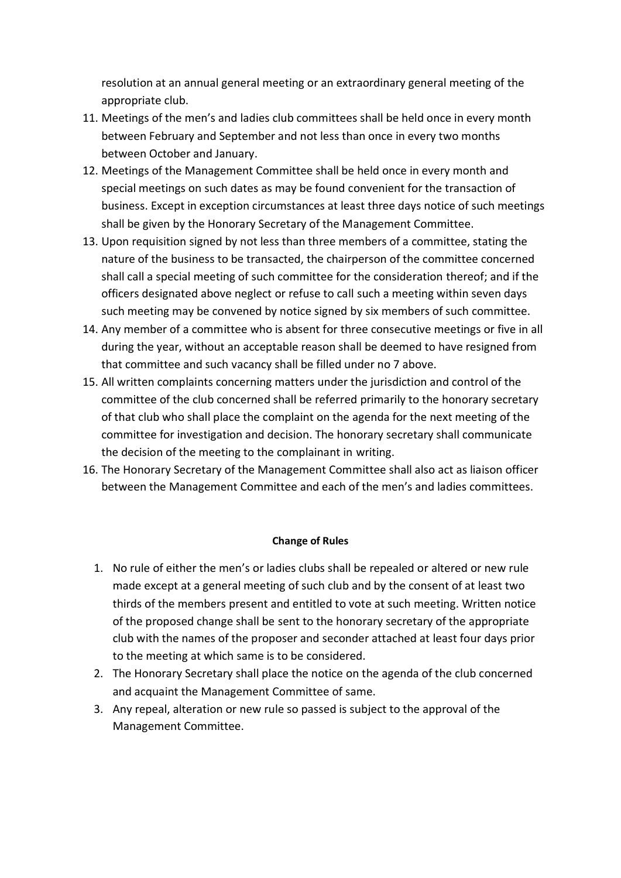resolution at an annual general meeting or an extraordinary general meeting of the appropriate club.

11. Meetings of the men's and ladies club committees shall be held once in every month between February and September and not less than once in every two months between October and January.
12. Meetings of the Management Committee shall be held once in every month and special meetings on such dates as may be found convenient for the transaction of business. Except in exception circumstances at least three days notice of such meetings shall be given by the Honorary Secretary of the Management Committee.
13. Upon requisition signed by not less than three members of a committee, stating the nature of the business to be transacted, the chairperson of the committee concerned shall call a special meeting of such committee for the consideration thereof; and if the officers designated above neglect or refuse to call such a meeting within seven days such meeting may be convened by notice signed by six members of such committee.
14. Any member of a committee who is absent for three consecutive meetings or five in all during the year, without an acceptable reason shall be deemed to have resigned from that committee and such vacancy shall be filled under no 7 above.
15. All written complaints concerning matters under the jurisdiction and control of the committee of the club concerned shall be referred primarily to the honorary secretary of that club who shall place the complaint on the agenda for the next meeting of the committee for investigation and decision. The honorary secretary shall communicate the decision of the meeting to the complainant in writing.
16. The Honorary Secretary of the Management Committee shall also act as liaison officer between the Management Committee and each of the men's and ladies committees.

**Change of Rules**

1. No rule of either the men's or ladies clubs shall be repealed or altered or new rule made except at a general meeting of such club and by the consent of at least two thirds of the members present and entitled to vote at such meeting. Written notice of the proposed change shall be sent to the honorary secretary of the appropriate club with the names of the proposer and seconder attached at least four days prior to the meeting at which same is to be considered.
2. The Honorary Secretary shall place the notice on the agenda of the club concerned and acquaint the Management Committee of same.
3. Any repeal, alteration or new rule so passed is subject to the approval of the Management Committee.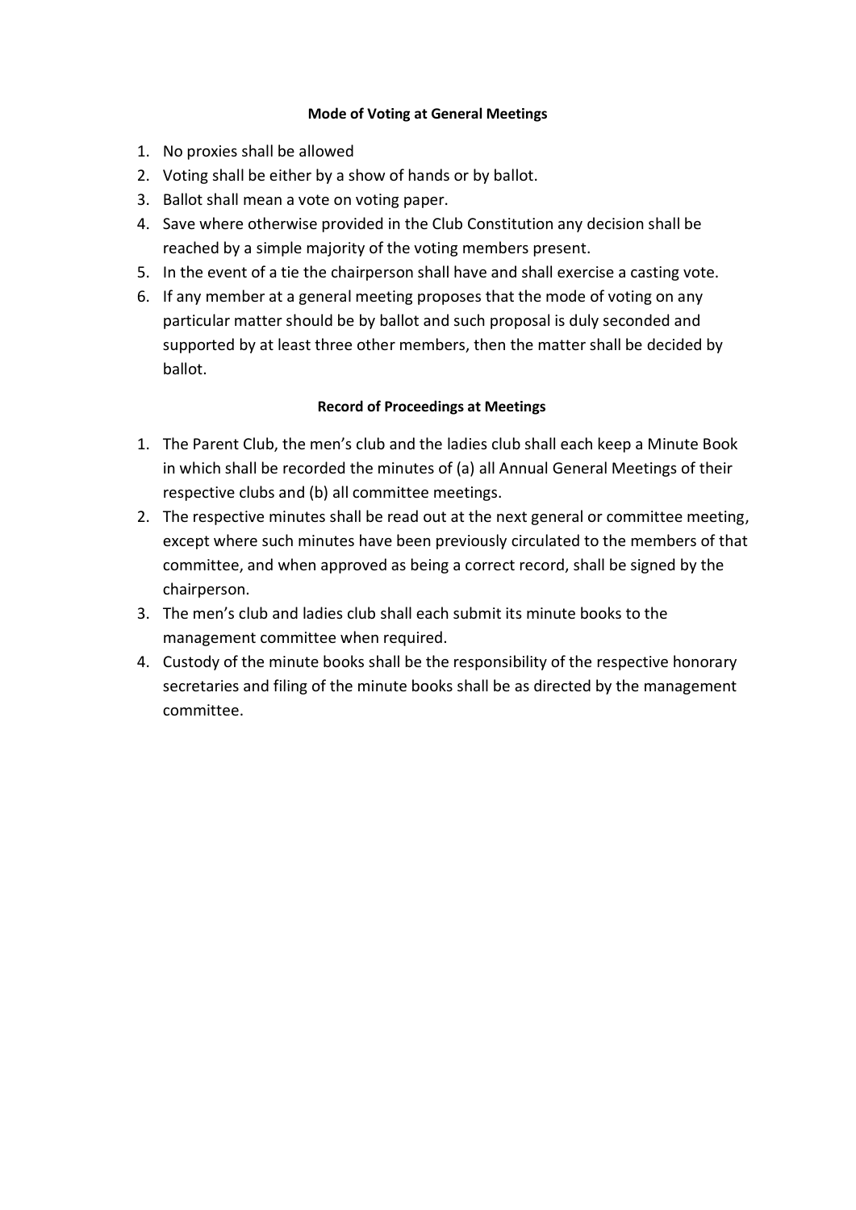**Mode of Voting at General Meetings**

1. No proxies shall be allowed
2. Voting shall be either by a show of hands or by ballot.
3. Ballot shall mean a vote on voting paper.
4. Save where otherwise provided in the Club Constitution any decision shall be reached by a simple majority of the voting members present.
5. In the event of a tie the chairperson shall have and shall exercise a casting vote.
6. If any member at a general meeting proposes that the mode of voting on any particular matter should be by ballot and such proposal is duly seconded and supported by at least three other members, then the matter shall be decided by ballot.

**Record of Proceedings at Meetings**

1. The Parent Club, the men's club and the ladies club shall each keep a Minute Book in which shall be recorded the minutes of (a) all Annual General Meetings of their respective clubs and (b) all committee meetings.
2. The respective minutes shall be read out at the next general or committee meeting, except where such minutes have been previously circulated to the members of that committee, and when approved as being a correct record, shall be signed by the chairperson.
3. The men's club and ladies club shall each submit its minute books to the management committee when required.
4. Custody of the minute books shall be the responsibility of the respective honorary secretaries and filing of the minute books shall be as directed by the management committee.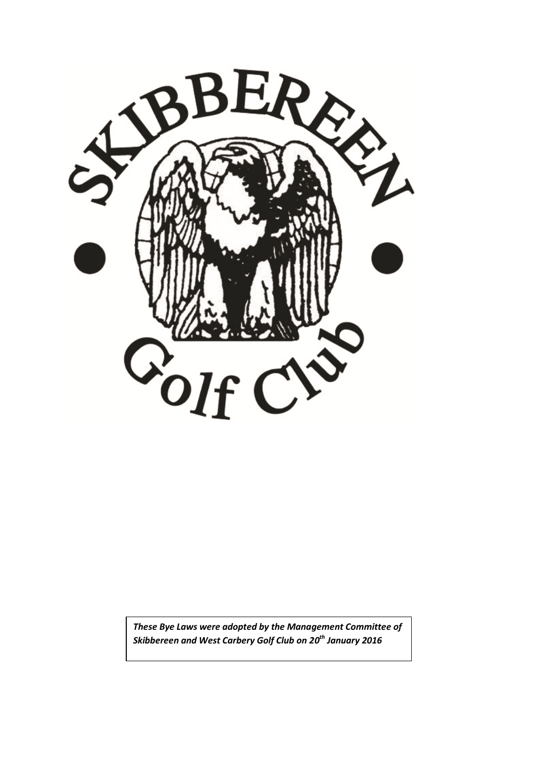***These Bye Laws were adopted by the Management Committee of Skibbereen and West Carbery Golf Club on 20th January 2016***